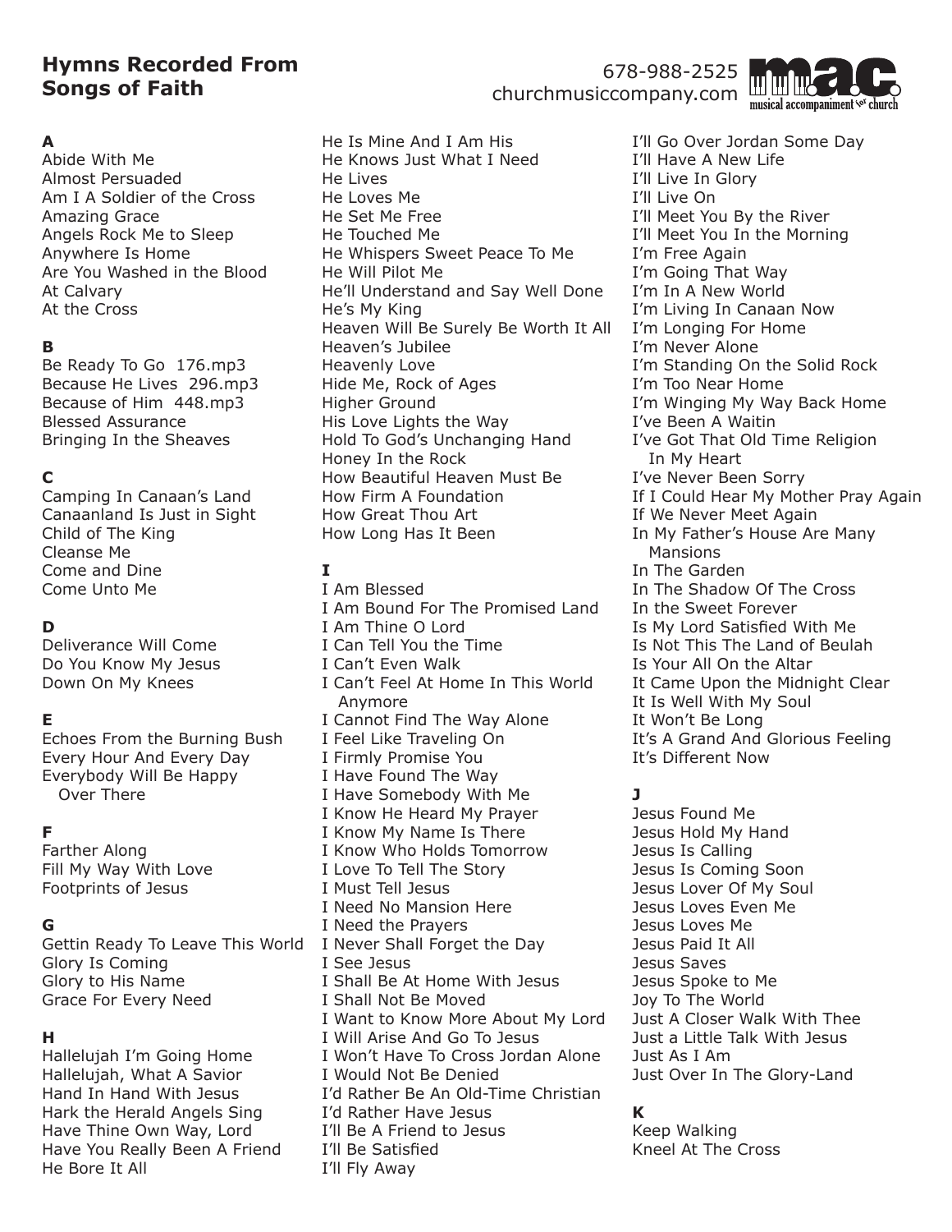# Hymns Recorded From Songs of Faith

678-988-2525
churchmusiccompany.com

m.a.c. musical accompaniment for church

### A
Abide With Me
Almost Persuaded
Am I A Soldier of the Cross
Amazing Grace
Angels Rock Me to Sleep
Anywhere Is Home
Are You Washed in the Blood
At Calvary
At the Cross

### B
Be Ready To Go 176.mp3
Because He Lives 296.mp3
Because of Him 448.mp3
Blessed Assurance
Bringing In the Sheaves

### C
Camping In Canaan's Land
Canaanland Is Just in Sight
Child of The King
Cleanse Me
Come and Dine
Come Unto Me

### D
Deliverance Will Come
Do You Know My Jesus
Down On My Knees

### E
Echoes From the Burning Bush
Every Hour And Every Day
Everybody Will Be Happy Over There

### F
Farther Along
Fill My Way With Love
Footprints of Jesus

### G
Gettin Ready To Leave This World
Glory Is Coming
Glory to His Name
Grace For Every Need

### H
Hallelujah I'm Going Home
Hallelujah, What A Savior
Hand In Hand With Jesus
Hark the Herald Angels Sing
Have Thine Own Way, Lord
Have You Really Been A Friend
He Bore It All
He Is Mine And I Am His
He Knows Just What I Need
He Lives
He Loves Me
He Set Me Free
He Touched Me
He Whispers Sweet Peace To Me
He Will Pilot Me
He'll Understand and Say Well Done
He's My King
Heaven Will Be Surely Be Worth It All
Heaven's Jubilee
Heavenly Love
Hide Me, Rock of Ages
Higher Ground
His Love Lights the Way
Hold To God's Unchanging Hand
Honey In the Rock
How Beautiful Heaven Must Be
How Firm A Foundation
How Great Thou Art
How Long Has It Been

### I
I Am Blessed
I Am Bound For The Promised Land
I Am Thine O Lord
I Can Tell You the Time
I Can't Even Walk
I Can't Feel At Home In This World Anymore
I Cannot Find The Way Alone
I Feel Like Traveling On
I Firmly Promise You
I Have Found The Way
I Have Somebody With Me
I Know He Heard My Prayer
I Know My Name Is There
I Know Who Holds Tomorrow
I Love To Tell The Story
I Must Tell Jesus
I Need No Mansion Here
I Need the Prayers
I Never Shall Forget the Day
I See Jesus
I Shall Be At Home With Jesus
I Shall Not Be Moved
I Want to Know More About My Lord
I Will Arise And Go To Jesus
I Won't Have To Cross Jordan Alone
I Would Not Be Denied
I'd Rather Be An Old-Time Christian
I'd Rather Have Jesus
I'll Be A Friend to Jesus
I'll Be Satisfied
I'll Fly Away
I'll Go Over Jordan Some Day
I'll Have A New Life
I'll Live In Glory
I'll Live On
I'll Meet You By the River
I'll Meet You In the Morning
I'm Free Again
I'm Going That Way
I'm In A New World
I'm Living In Canaan Now
I'm Longing For Home
I'm Never Alone
I'm Standing On the Solid Rock
I'm Too Near Home
I'm Winging My Way Back Home
I've Been A Waitin
I've Got That Old Time Religion In My Heart
I've Never Been Sorry
If I Could Hear My Mother Pray Again
If We Never Meet Again
In My Father's House Are Many Mansions
In The Garden
In The Shadow Of The Cross
In the Sweet Forever
Is My Lord Satisfied With Me
Is Not This The Land of Beulah
Is Your All On the Altar
It Came Upon the Midnight Clear
It Is Well With My Soul
It Won't Be Long
It's A Grand And Glorious Feeling
It's Different Now

### J
Jesus Found Me
Jesus Hold My Hand
Jesus Is Calling
Jesus Is Coming Soon
Jesus Lover Of My Soul
Jesus Loves Even Me
Jesus Loves Me
Jesus Paid It All
Jesus Saves
Jesus Spoke to Me
Joy To The World
Just A Closer Walk With Thee
Just a Little Talk With Jesus
Just As I Am
Just Over In The Glory-Land

### K
Keep Walking
Kneel At The Cross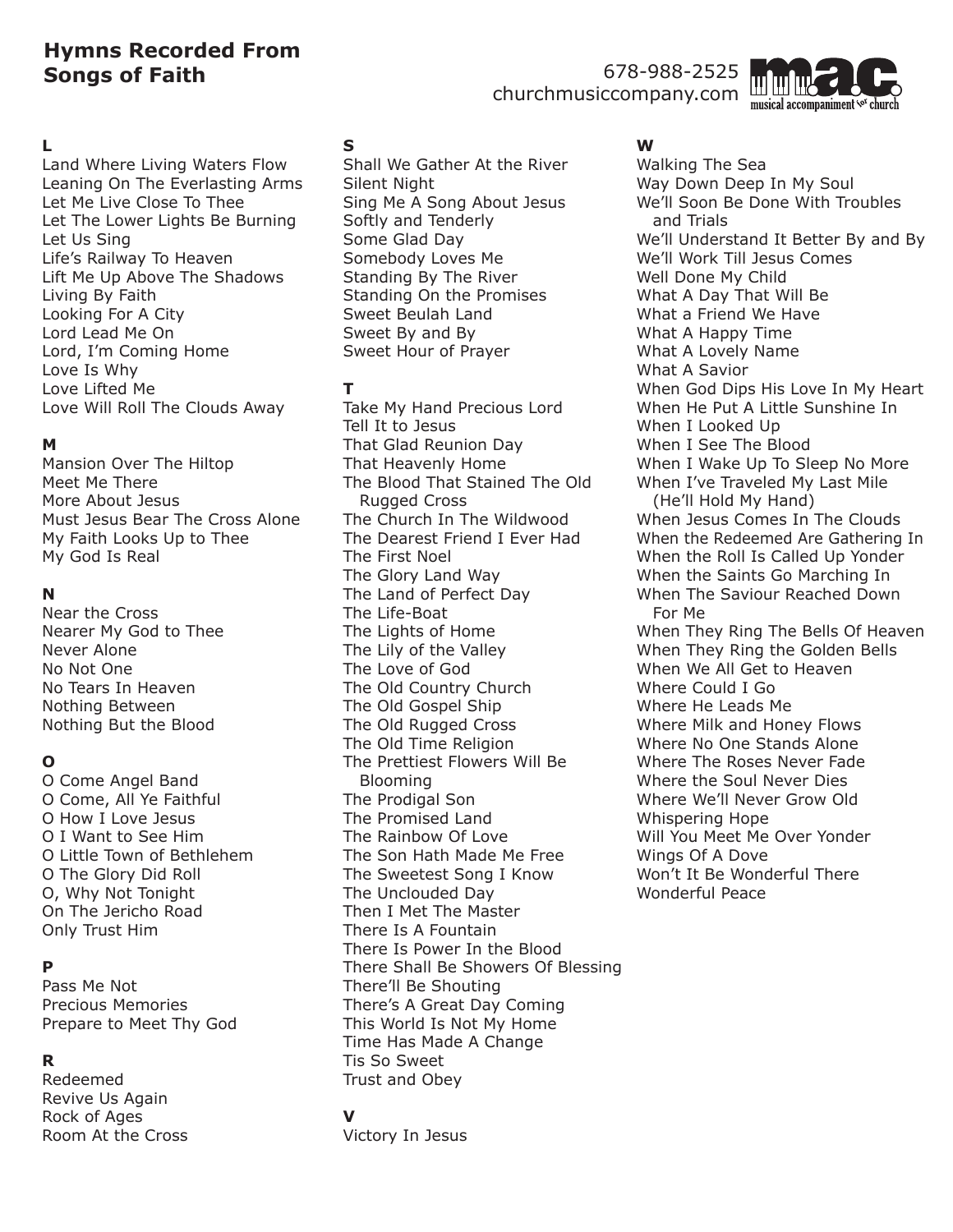## Hymns Recorded From Songs of Faith

678-988-2525
churchmusiccompany.com

m.a.c. musical accompaniment for church

**L**

Land Where Living Waters Flow
Leaning On The Everlasting Arms
Let Me Live Close To Thee
Let The Lower Lights Be Burning
Let Us Sing
Life's Railway To Heaven
Lift Me Up Above The Shadows
Living By Faith
Looking For A City
Lord Lead Me On
Lord, I'm Coming Home
Love Is Why
Love Lifted Me
Love Will Roll The Clouds Away

**M**

Mansion Over The Hiltop
Meet Me There
More About Jesus
Must Jesus Bear The Cross Alone
My Faith Looks Up to Thee
My God Is Real

**N**

Near the Cross
Nearer My God to Thee
Never Alone
No Not One
No Tears In Heaven
Nothing Between
Nothing But the Blood

**O**

O Come Angel Band
O Come, All Ye Faithful
O How I Love Jesus
O I Want to See Him
O Little Town of Bethlehem
O The Glory Did Roll
O, Why Not Tonight
On The Jericho Road
Only Trust Him

**P**

Pass Me Not
Precious Memories
Prepare to Meet Thy God

**R**

Redeemed
Revive Us Again
Rock of Ages
Room At the Cross

**S**

Shall We Gather At the River
Silent Night
Sing Me A Song About Jesus
Softly and Tenderly
Some Glad Day
Somebody Loves Me
Standing By The River
Standing On the Promises
Sweet Beulah Land
Sweet By and By
Sweet Hour of Prayer

**T**

Take My Hand Precious Lord
Tell It to Jesus
That Glad Reunion Day
That Heavenly Home
The Blood That Stained The Old Rugged Cross
The Church In The Wildwood
The Dearest Friend I Ever Had
The First Noel
The Glory Land Way
The Land of Perfect Day
The Life-Boat
The Lights of Home
The Lily of the Valley
The Love of God
The Old Country Church
The Old Gospel Ship
The Old Rugged Cross
The Old Time Religion
The Prettiest Flowers Will Be Blooming
The Prodigal Son
The Promised Land
The Rainbow Of Love
The Son Hath Made Me Free
The Sweetest Song I Know
The Unclouded Day
Then I Met The Master
There Is A Fountain
There Is Power In the Blood
There Shall Be Showers Of Blessing
There'll Be Shouting
There's A Great Day Coming
This World Is Not My Home
Time Has Made A Change
Tis So Sweet
Trust and Obey

**V**

Victory In Jesus

**W**

Walking The Sea
Way Down Deep In My Soul
We'll Soon Be Done With Troubles and Trials
We'll Understand It Better By and By
We'll Work Till Jesus Comes
Well Done My Child
What A Day That Will Be
What a Friend We Have
What A Happy Time
What A Lovely Name
What A Savior
When God Dips His Love In My Heart
When He Put A Little Sunshine In
When I Looked Up
When I See The Blood
When I Wake Up To Sleep No More
When I've Traveled My Last Mile (He'll Hold My Hand)
When Jesus Comes In The Clouds
When the Redeemed Are Gathering In
When the Roll Is Called Up Yonder
When the Saints Go Marching In
When The Saviour Reached Down For Me
When They Ring The Bells Of Heaven
When They Ring the Golden Bells
When We All Get to Heaven
Where Could I Go
Where He Leads Me
Where Milk and Honey Flows
Where No One Stands Alone
Where The Roses Never Fade
Where the Soul Never Dies
Where We'll Never Grow Old
Whispering Hope
Will You Meet Me Over Yonder
Wings Of A Dove
Won't It Be Wonderful There
Wonderful Peace